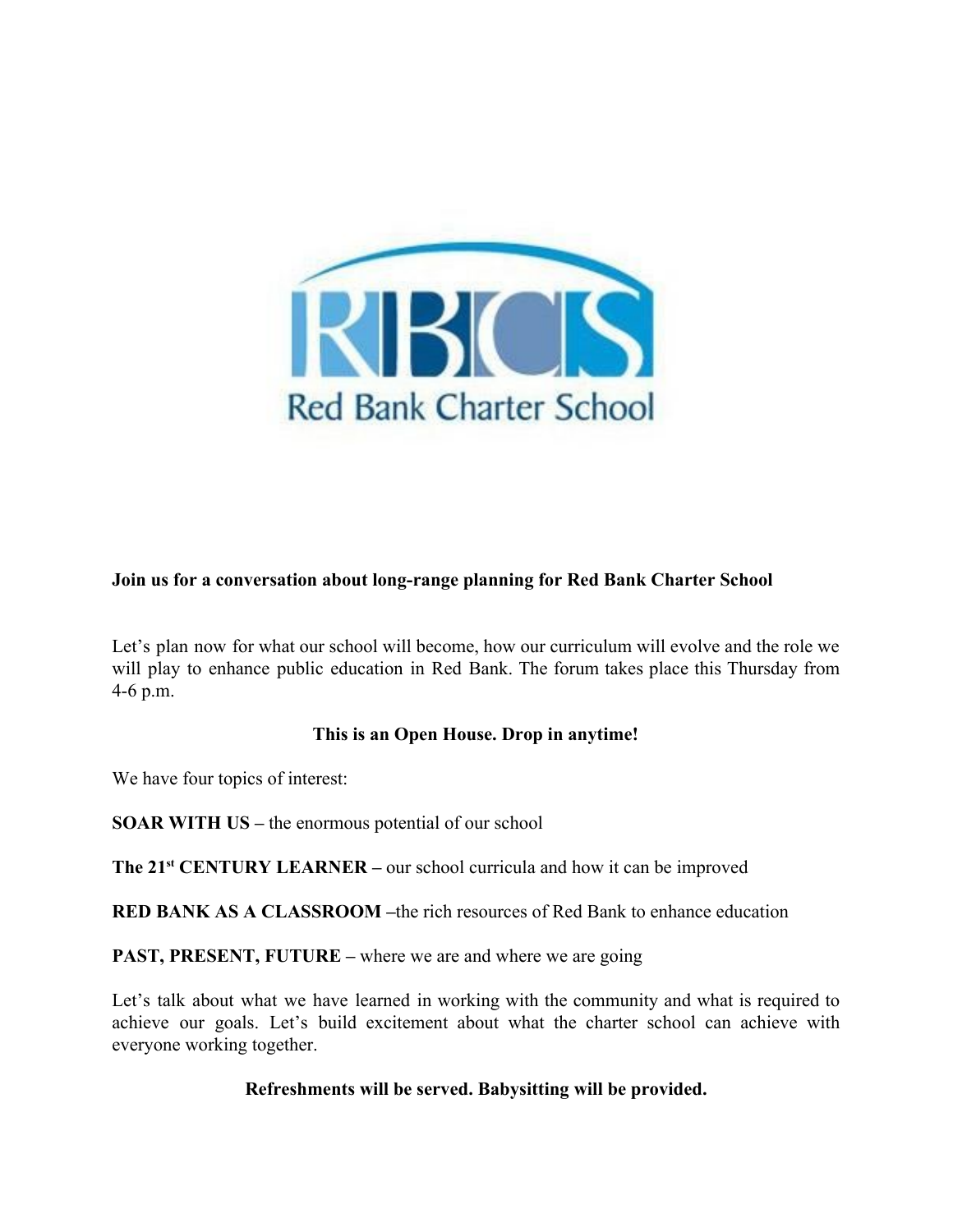RBCS

Red Bank Charter School

**Join us for a conversation about long-range planning for Red Bank Charter School**

Let's plan now for what our school will become, how our curriculum will evolve and the role we will play to enhance public education in Red Bank. The forum takes place this Thursday from 4-6 p.m.

**This is an Open House. Drop in anytime!**

We have four topics of interest:

**SOAR WITH US –** the enormous potential of our school

**The 21st CENTURY LEARNER –** our school curricula and how it can be improved

**RED BANK AS A CLASSROOM –**the rich resources of Red Bank to enhance education

**PAST, PRESENT, FUTURE –** where we are and where we are going

Let's talk about what we have learned in working with the community and what is required to achieve our goals. Let's build excitement about what the charter school can achieve with everyone working together.

**Refreshments will be served. Babysitting will be provided.**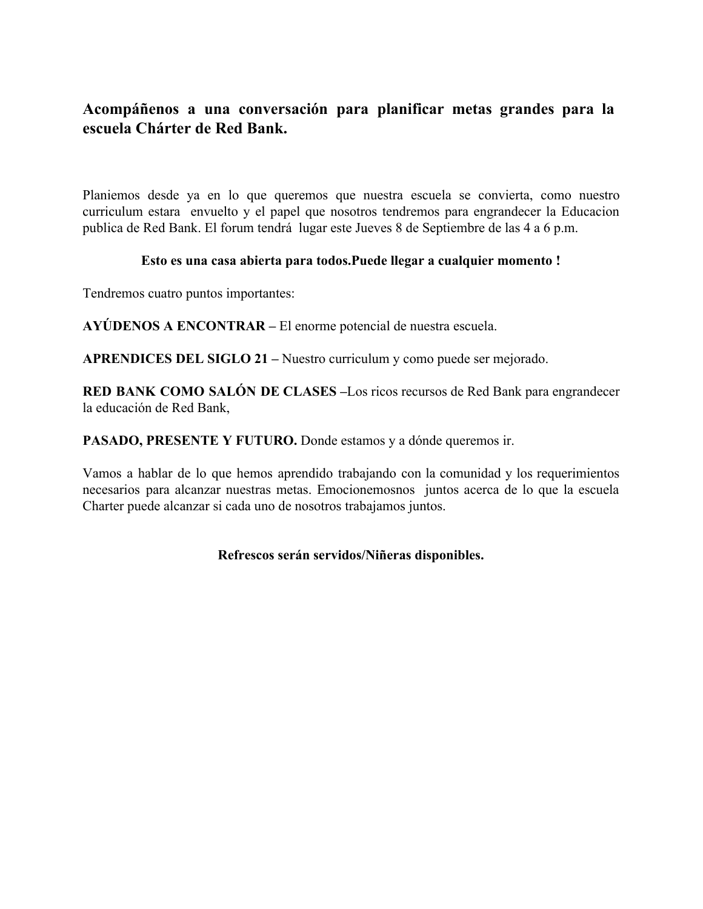**Acompáñenos a una conversación para planificar metas grandes para la escuela Chárter de Red Bank.**

Planiemos desde ya en lo que queremos que nuestra escuela se convierta, como nuestro curriculum estara envuelto y el papel que nosotros tendremos para engrandecer la Educacion publica de Red Bank. El forum tendrá lugar este Jueves 8 de Septiembre de las 4 a 6 p.m.

**Esto es una casa abierta para todos.Puede llegar a cualquier momento !**

Tendremos cuatro puntos importantes:

**AYÚDENOS A ENCONTRAR –** El enorme potencial de nuestra escuela.

**APRENDICES DEL SIGLO 21 –** Nuestro curriculum y como puede ser mejorado.

**RED BANK COMO SALÓN DE CLASES –**Los ricos recursos de Red Bank para engrandecer la educación de Red Bank,

**PASADO, PRESENTE Y FUTURO.** Donde estamos y a dónde queremos ir.

Vamos a hablar de lo que hemos aprendido trabajando con la comunidad y los requerimientos necesarios para alcanzar nuestras metas. Emocionemosnos juntos acerca de lo que la escuela Charter puede alcanzar si cada uno de nosotros trabajamos juntos.

**Refrescos serán servidos/Niñeras disponibles.**